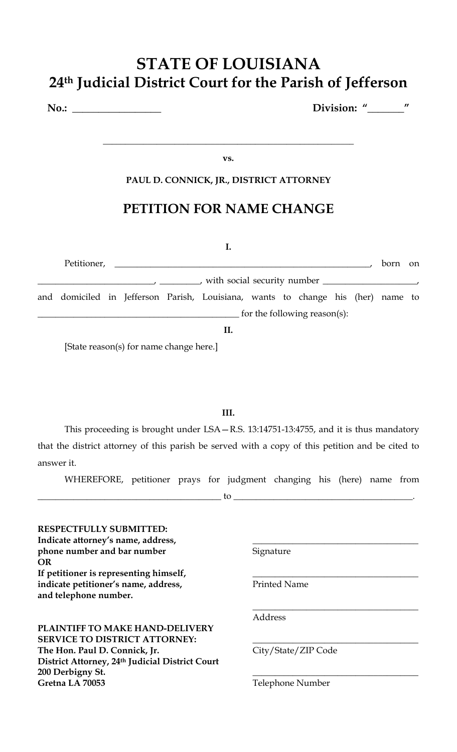# STATE OF LOUISIANA
## 24th Judicial District Court for the Parish of Jefferson

**No.: _________________** **Division: "_______"**

_____________________________________________________

**vs.**

**PAUL D. CONNICK, JR., DISTRICT ATTORNEY**

## PETITION FOR NAME CHANGE

**I.**

Petitioner, _________________________________________________________, born on _________________________, _________, with social security number ____________________, and domiciled in Jefferson Parish, Louisiana, wants to change his (her) name to ____________________________________________ for the following reason(s):

**II.**

[State reason(s) for name change here.]

**III.**

This proceeding is brought under LSA—R.S. 13:14751-13:4755, and it is thus mandatory that the district attorney of this parish be served with a copy of this petition and be cited to answer it.

WHEREFORE, petitioner prays for judgment changing his (here) name from ________________________________________ to ________________________________________.

**RESPECTFULLY SUBMITTED:**
**Indicate attorney's name, address, phone number and bar number**
**OR**
**If petitioner is representing himself, indicate petitioner's name, address, and telephone number.**

_____________________________________
Signature

_____________________________________
Printed Name

_____________________________________
Address

_____________________________________
City/State/ZIP Code

_____________________________________
Telephone Number

**PLAINTIFF TO MAKE HAND-DELIVERY SERVICE TO DISTRICT ATTORNEY:**
**The Hon. Paul D. Connick, Jr.**
**District Attorney, 24th Judicial District Court**
**200 Derbigny St.**
**Gretna LA 70053**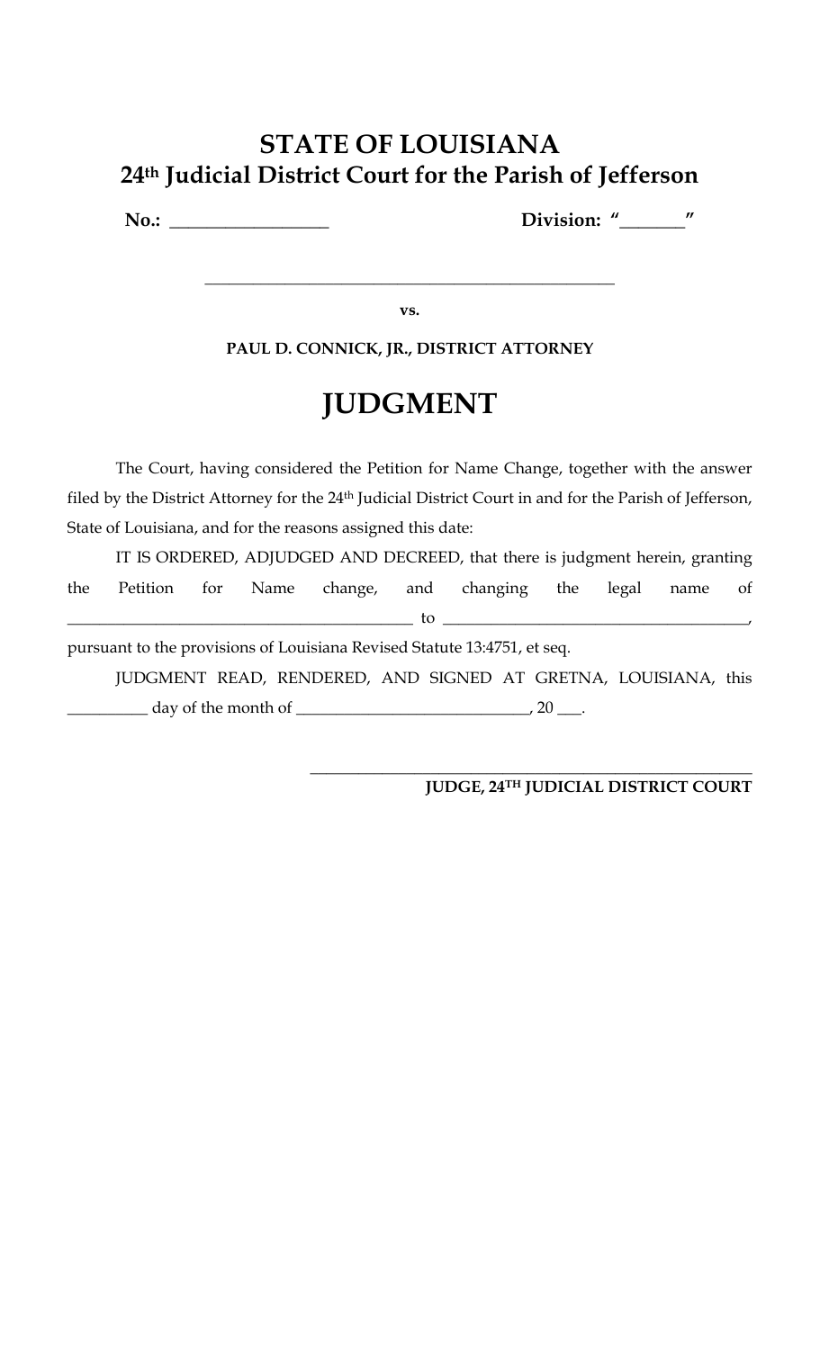# STATE OF LOUISIANA

## 24th Judicial District Court for the Parish of Jefferson

**No.:** _________________ **Division:** "_______"

_______________________________________________

**vs.**

**PAUL D. CONNICK, JR., DISTRICT ATTORNEY**

# JUDGMENT

The Court, having considered the Petition for Name Change, together with the answer filed by the District Attorney for the 24th Judicial District Court in and for the Parish of Jefferson, State of Louisiana, and for the reasons assigned this date:

IT IS ORDERED, ADJUDGED AND DECREED, that there is judgment herein, granting the Petition for Name change, and changing the legal name of __________________________________________ to _____________________________________, pursuant to the provisions of Louisiana Revised Statute 13:4751, et seq.

JUDGMENT READ, RENDERED, AND SIGNED AT GRETNA, LOUISIANA, this __________ day of the month of ____________________________, 20 ___.

_______________________________________________

**JUDGE, 24TH JUDICIAL DISTRICT COURT**